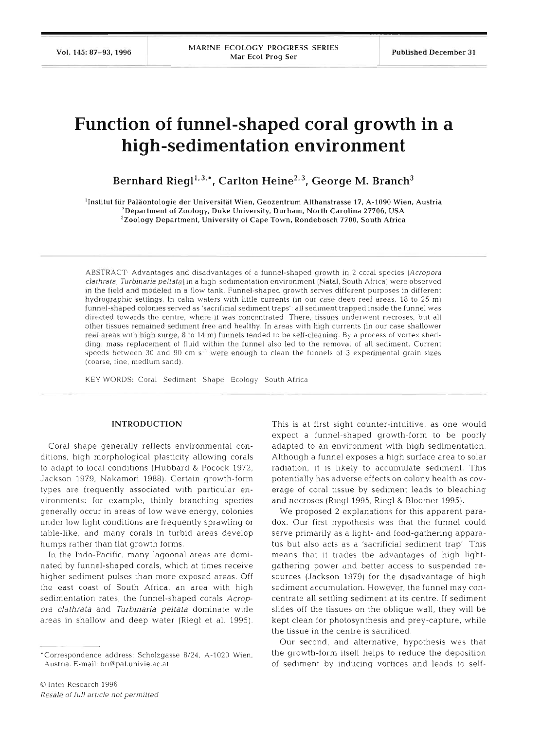# Function of funnel-shaped coral growth in a high-sedimentation environment

**Bernhard Riegl[1,3,*], Carlton Heine[2,3], George M. Branch[3]**

[1]Institut für Paläontologie der Universität Wien, Geozentrum Althanstrasse 17, A-1090 Wien, Austria
[2]Department of Zoology, Duke University, Durham, North Carolina 27706, USA
[3]Zoology Department, University of Cape Town, Rondebosch 7700, South Africa

ABSTRACT: Advantages and disadvantages of a funnel-shaped growth in 2 coral species (*Acropora clathrata*, *Turbinaria peltata*) in a high-sedimentation environment (Natal, South Africa) were observed in the field and modeled in a flow tank. Funnel-shaped growth serves different purposes in different hydrographic settings. In calm waters with little currents (in our case deep reef areas, 18 to 25 m) funnel-shaped colonies served as 'sacrificial sediment traps': all sediment trapped inside the funnel was directed towards the centre, where it was concentrated. There, tissues underwent necroses, but all other tissues remained sediment free and healthy. In areas with high currents (in our case shallower reef areas with high surge, 8 to 14 m) funnels tended to be self-cleaning. By a process of vortex shedding, mass replacement of fluid within the funnel also led to the removal of all sediment. Current speeds between 30 and 90 cm $s^{-1}$ were enough to clean the funnels of 3 experimental grain sizes (coarse, fine, medium sand).

KEY WORDS: Coral · Sediment · Shape · Ecology · South Africa

## INTRODUCTION

Coral shape generally reflects environmental conditions, high morphological plasticity allowing corals to adapt to local conditions (Hubbard & Pocock 1972, Jackson 1979, Nakamori 1988). Certain growth-form types are frequently associated with particular environments: for example, thinly branching species generally occur in areas of low wave energy, colonies under low light conditions are frequently sprawling or table-like, and many corals in turbid areas develop humps rather than flat growth forms.

In the Indo-Pacific, many lagoonal areas are dominated by funnel-shaped corals, which at times receive higher sediment pulses than more exposed areas. Off the east coast of South Africa, an area with high sedimentation rates, the funnel-shaped corals *Acropora clathrata* and *Turbinaria peltata* dominate wide areas in shallow and deep water (Riegl et al. 1995). This is at first sight counter-intuitive, as one would expect a funnel-shaped growth-form to be poorly adapted to an environment with high sedimentation. Although a funnel exposes a high surface area to solar radiation, it is likely to accumulate sediment. This potentially has adverse effects on colony health as coverage of coral tissue by sediment leads to bleaching and necroses (Riegl 1995, Riegl & Bloomer 1995).

We proposed 2 explanations for this apparent paradox. Our first hypothesis was that the funnel could serve primarily as a light- and food-gathering apparatus but also acts as a 'sacrificial sediment trap'. This means that it trades the advantages of high light-gathering power and better access to suspended resources (Jackson 1979) for the disadvantage of high sediment accumulation. However, the funnel may concentrate all settling sediment at its centre. If sediment slides off the tissues on the oblique wall, they will be kept clean for photosynthesis and prey-capture, while the tissue in the centre is sacrificed.

Our second, and alternative, hypothesis was that the growth-form itself helps to reduce the deposition of sediment by inducing vortices and leads to self-

*Correspondence address: Scholzgasse 8/24, A-1020 Wien, Austria. E-mail: bri@pal.univie.ac.at

© Inter-Research 1996
*Resale of full article not permitted*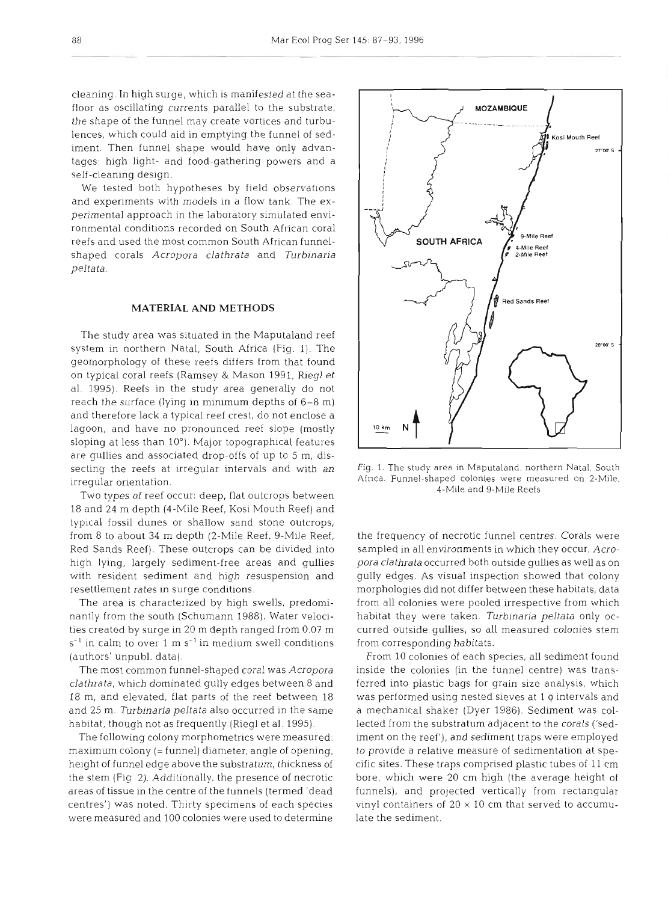cleaning. In high surge, which is manifested at the seafloor as oscillating currents parallel to the substrate, the shape of the funnel may create vortices and turbulences, which could aid in emptying the funnel of sediment. Then funnel shape would have only advantages: high light- and food-gathering powers and a self-cleaning design.

We tested both hypotheses by field observations and experiments with models in a flow tank. The experimental approach in the laboratory simulated environmental conditions recorded on South African coral reefs and used the most common South African funnel-shaped corals *Acropora clathrata* and *Turbinaria peltata*.

## MATERIAL AND METHODS

The study area was situated in the Maputaland reef system in northern Natal, South Africa (Fig. 1). The geomorphology of these reefs differs from that found on typical coral reefs (Ramsey & Mason 1991, Riegl et al. 1995). Reefs in the study area generally do not reach the surface (lying in minimum depths of 6–8 m) and therefore lack a typical reef crest, do not enclose a lagoon, and have no pronounced reef slope (mostly sloping at less than 10°). Major topographical features are gullies and associated drop-offs of up to 5 m, dissecting the reefs at irregular intervals and with an irregular orientation.

Two types of reef occur: deep, flat outcrops between 18 and 24 m depth (4-Mile Reef, Kosi Mouth Reef) and typical fossil dunes or shallow sand stone outcrops, from 8 to about 34 m depth (2-Mile Reef, 9-Mile Reef, Red Sands Reef). These outcrops can be divided into high lying, largely sediment-free areas and gullies with resident sediment and high resuspension and resettlement rates in surge conditions.

The area is characterized by high swells, predominantly from the south (Schumann 1988). Water velocities created by surge in 20 m depth ranged from 0.07 m $s^{-1}$ in calm to over 1 m $s^{-1}$ in medium swell conditions (authors' unpubl. data).

The most common funnel-shaped coral was *Acropora clathrata*, which dominated gully edges between 8 and 18 m, and elevated, flat parts of the reef between 18 and 25 m. *Turbinaria peltata* also occurred in the same habitat, though not as frequently (Riegl et al. 1995).

The following colony morphometrics were measured: maximum colony (= funnel) diameter, angle of opening, height of funnel edge above the substratum, thickness of the stem (Fig. 2). Additionally, the presence of necrotic areas of tissue in the centre of the funnels (termed 'dead centres') was noted. Thirty specimens of each species were measured and 100 colonies were used to determine the frequency of necrotic funnel centres. Corals were sampled in all environments in which they occur. *Acropora clathrata* occurred both outside gullies as well as on gully edges. As visual inspection showed that colony morphologies did not differ between these habitats, data from all colonies were pooled irrespective from which habitat they were taken. *Turbinaria peltata* only occurred outside gullies, so all measured colonies stem from corresponding habitats.

From 10 colonies of each species, all sediment found inside the colonies (in the funnel centre) was transferred into plastic bags for grain size analysis, which was performed using nested sieves at 1 $\phi$ intervals and a mechanical shaker (Dyer 1986). Sediment was collected from the substratum adjacent to the corals ('sediment on the reef'), and sediment traps were employed to provide a relative measure of sedimentation at specific sites. These traps comprised plastic tubes of 11 cm bore, which were 20 cm high (the average height of funnels), and projected vertically from rectangular vinyl containers of 20 × 10 cm that served to accumulate the sediment.

MOZAMBIQUE
Kosi Mouth Reef
27°00' S
SOUTH AFRICA
9-Mile Reef
4-Mile Reef
2-Mile Reef
Red Sands Reef
28°00' S
10 km
N

Fig. 1. The study area in Maputaland, northern Natal, South Africa. Funnel-shaped colonies were measured on 2-Mile, 4-Mile and 9-Mile Reefs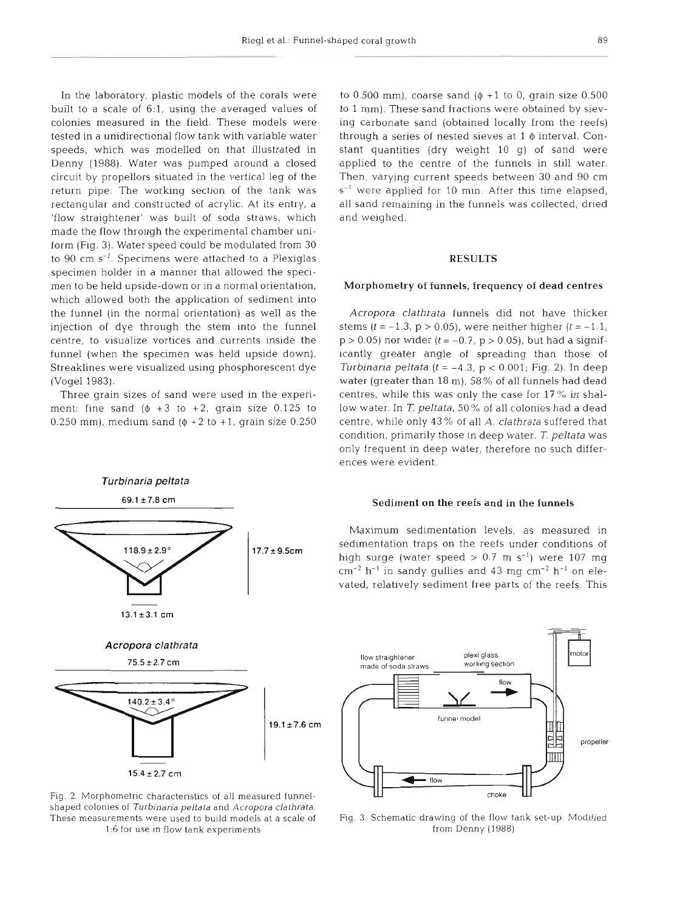In the laboratory, plastic models of the corals were built to a scale of 6:1, using the averaged values of colonies measured in the field. These models were tested in a unidirectional flow tank with variable water speeds, which was modelled on that illustrated in Denny (1988). Water was pumped around a closed circuit by propellors situated in the vertical leg of the return pipe. The working section of the tank was rectangular and constructed of acrylic. At its entry, a 'flow straightener' was built of soda straws, which made the flow through the experimental chamber uniform (Fig. 3). Water speed could be modulated from 30 to 90 cm $s^{-1}$. Specimens were attached to a Plexiglas specimen holder in a manner that allowed the specimen to be held upside-down or in a normal orientation, which allowed both the application of sediment into the funnel (in the normal orientation) as well as the injection of dye through the stem into the funnel centre, to visualize vortices and currents inside the funnel (when the specimen was held upside down). Streaklines were visualized using phosphorescent dye (Vogel 1983).

Three grain sizes of sand were used in the experiment: fine sand ($\phi$ +3 to +2, grain size 0.125 to 0.250 mm), medium sand ($\phi$ +2 to +1, grain size 0.250 to 0.500 mm), coarse sand ($\phi$ +1 to 0, grain size 0.500 to 1 mm). These sand fractions were obtained by sieving carbonate sand (obtained locally from the reefs) through a series of nested sieves at 1 $\phi$ interval. Constant quantities (dry weight 10 g) of sand were applied to the centre of the funnels in still water. Then, varying current speeds between 30 and 90 cm $s^{-1}$ were applied for 10 min. After this time elapsed, all sand remaining in the funnels was collected, dried and weighed.

*Turbinaria peltata*

69.1 ± 7.8 cm

118.9 ± 2.9°

17.7 ± 9.5cm

13.1 ± 3.1 cm

*Acropora clathrata*

75.5 ± 2.7 cm

140.2 ± 3.4°

19.1 ± 7.6 cm

15.4 ± 2.7 cm

Fig. 2. Morphometric characteristics of all measured funnel-shaped colonies of *Turbinaria peltata* and *Acropora clathrata*. These measurements were used to build models at a scale of 1:6 for use in flow tank experiments

## RESULTS

### Morphometry of funnels, frequency of dead centres

*Acropora clathrata* funnels did not have thicker stems ($t = -1.3$, $p > 0.05$), were neither higher ($t = -1.1$, $p > 0.05$) nor wider ($t = -0.7$, $p > 0.05$), but had a significantly greater angle of spreading than those of *Turbinaria peltata* ($t = -4.3$, $p < 0.001$; Fig. 2). In deep water (greater than 18 m), 58% of all funnels had dead centres, while this was only the case for 17% in shallow water. In *T. peltata*, 50% of all colonies had a dead centre, while only 43% of all *A. clathrata* suffered that condition, primarily those in deep water. *T. peltata* was only frequent in deep water, therefore no such differences were evident.

### Sediment on the reefs and in the funnels

Maximum sedimentation levels, as measured in sedimentation traps on the reefs under conditions of high surge (water speed > 0.7 m $s^{-1}$) were 107 mg $cm^{-2}$ $h^{-1}$ in sandy gullies and 43 mg $cm^{-2}$ $h^{-1}$ on elevated, relatively sediment free parts of the reefs. This

flow straightener made of soda straws

plexi glass working section

flow

motor

funnel model

propeller

flow

choke

Fig. 3. Schematic drawing of the flow tank set-up. Modified from Denny (1988)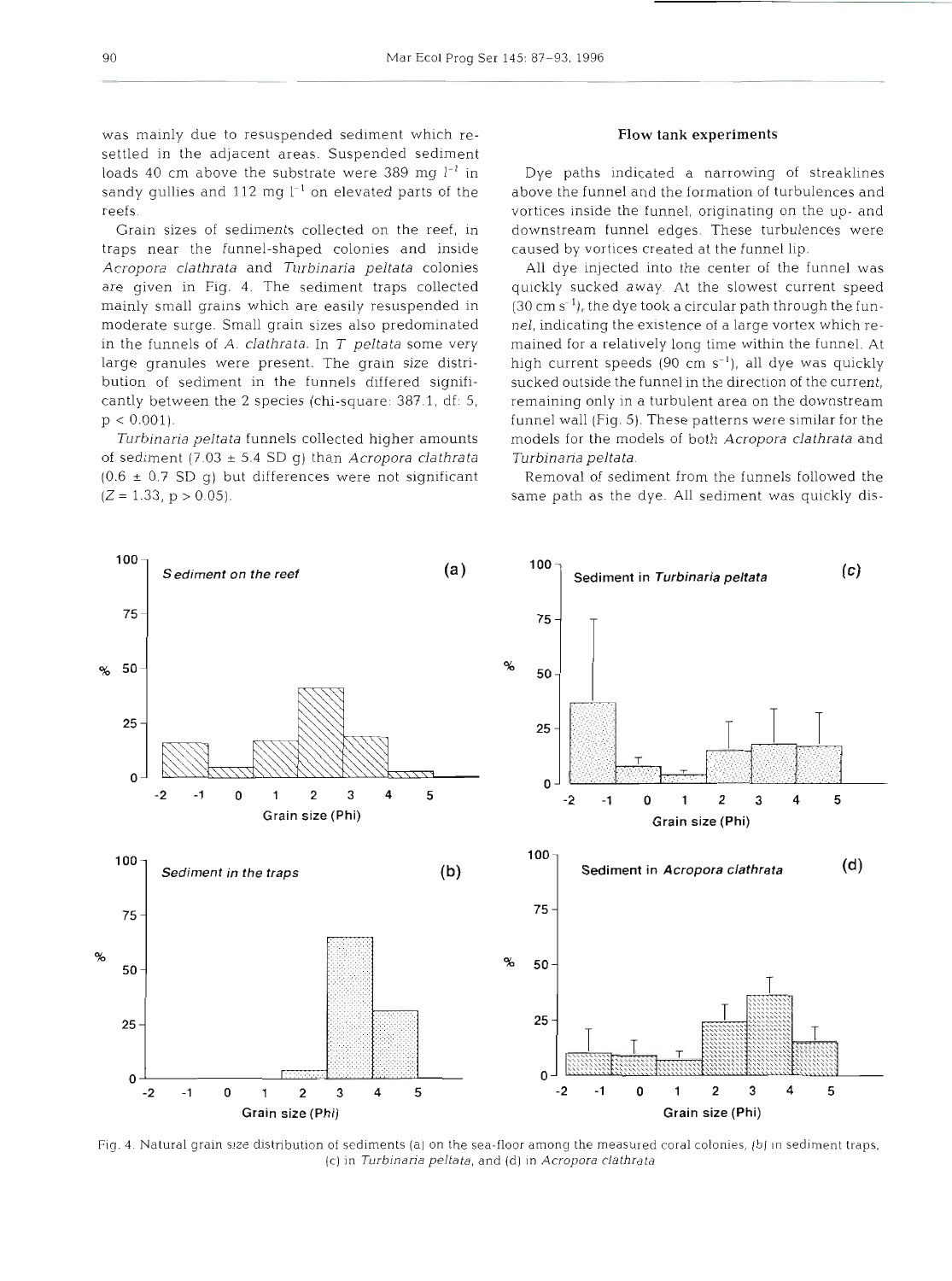was mainly due to resuspended sediment which resettled in the adjacent areas. Suspended sediment loads 40 cm above the substrate were 389 mg $l^{-1}$ in sandy gullies and 112 mg $l^{-1}$ on elevated parts of the reefs.

Grain sizes of sediments collected on the reef, in traps near the funnel-shaped colonies and inside *Acropora clathrata* and *Turbinaria peltata* colonies are given in Fig. 4. The sediment traps collected mainly small grains which are easily resuspended in moderate surge. Small grain sizes also predominated in the funnels of *A. clathrata*. In *T. peltata* some very large granules were present. The grain size distribution of sediment in the funnels differed significantly between the 2 species (chi-square: 387.1, df: 5, $p < 0.001$).

*Turbinaria peltata* funnels collected higher amounts of sediment (7.03 ± 5.4 SD g) than *Acropora clathrata* (0.6 ± 0.7 SD g) but differences were not significant ($Z = 1.33$, $p > 0.05$).

## Flow tank experiments

Dye paths indicated a narrowing of streaklines above the funnel and the formation of turbulences and vortices inside the funnel, originating on the up- and downstream funnel edges. These turbulences were caused by vortices created at the funnel lip.

All dye injected into the center of the funnel was quickly sucked away. At the slowest current speed (30 cm $s^{-1}$), the dye took a circular path through the funnel, indicating the existence of a large vortex which remained for a relatively long time within the funnel. At high current speeds (90 cm $s^{-1}$), all dye was quickly sucked outside the funnel in the direction of the current, remaining only in a turbulent area on the downstream funnel wall (Fig. 5). These patterns were similar for the models for the models of both *Acropora clathrata* and *Turbinaria peltata*.

Removal of sediment from the funnels followed the same path as the dye. All sediment was quickly dis-

(a) Sediment on the reef
%
100
75
50
25
0
-2 -1 0 1 2 3 4 5
Grain size (Phi)

(b) Sediment in the traps
%
100
75
50
25
0
-2 -1 0 1 2 3 4 5
Grain size (Phi)

(c) Sediment in *Turbinaria peltata*
%
100
75
50
25
0
-2 -1 0 1 2 3 4 5
Grain size (Phi)

(d) Sediment in *Acropora clathrata*
%
100
75
50
25
0
-2 -1 0 1 2 3 4 5
Grain size (Phi)

Fig. 4. Natural grain size distribution of sediments (a) on the sea-floor among the measured coral colonies, (b) in sediment traps, (c) in *Turbinaria peltata*, and (d) in *Acropora clathrata*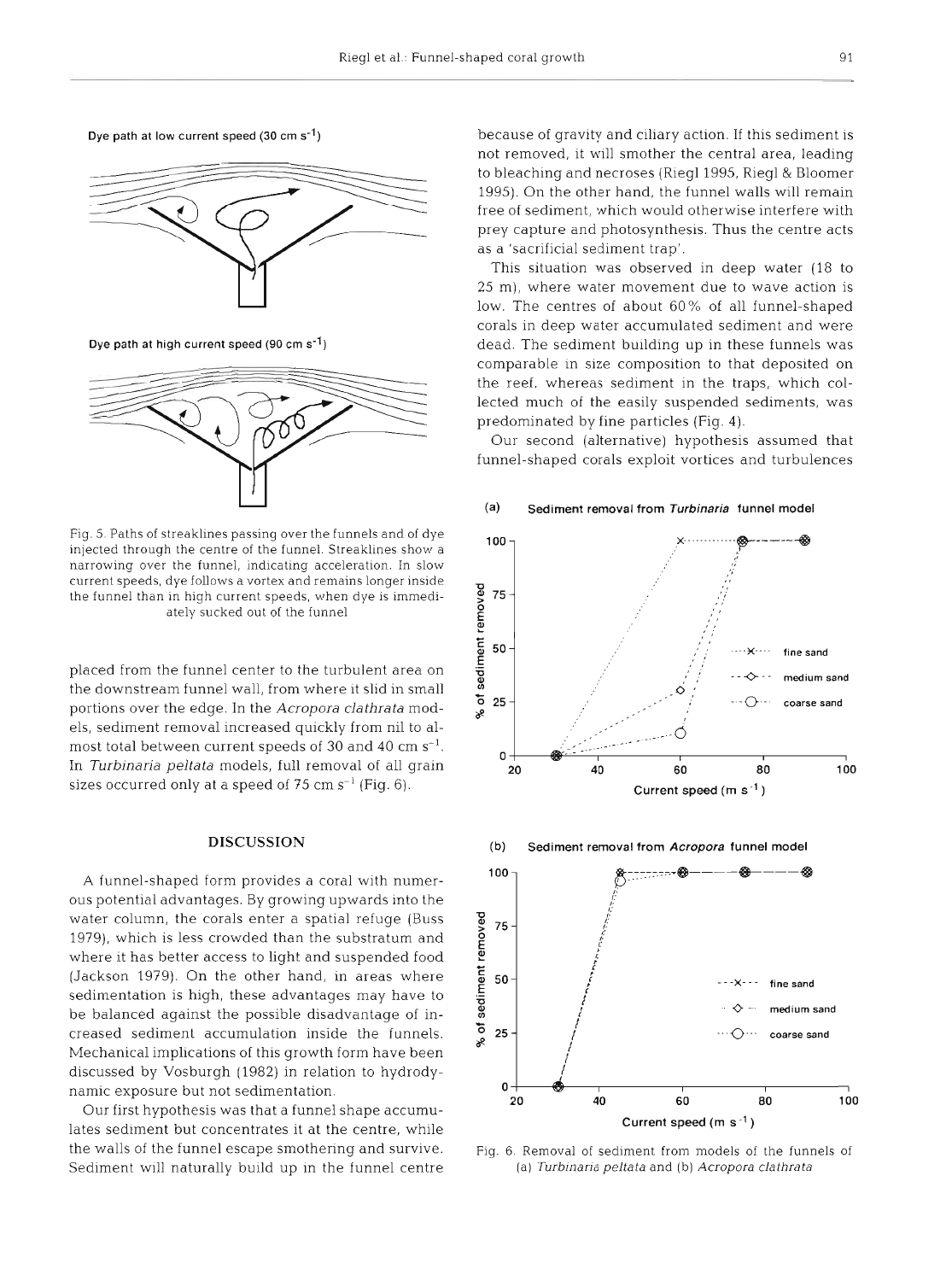Dye path at low current speed (30 cm $s^{-1}$)

Dye path at high current speed (90 cm $s^{-1}$)

Fig. 5. Paths of streaklines passing over the funnels and of dye injected through the centre of the funnel. Streaklines show a narrowing over the funnel, indicating acceleration. In slow current speeds, dye follows a vortex and remains longer inside the funnel than in high current speeds, when dye is immediately sucked out of the funnel

placed from the funnel center to the turbulent area on the downstream funnel wall, from where it slid in small portions over the edge. In the *Acropora clathrata* models, sediment removal increased quickly from nil to almost total between current speeds of 30 and 40 cm $s^{-1}$. In *Turbinaria peltata* models, full removal of all grain sizes occurred only at a speed of 75 cm $s^{-1}$ (Fig. 6).

## DISCUSSION

A funnel-shaped form provides a coral with numerous potential advantages. By growing upwards into the water column, the corals enter a spatial refuge (Buss 1979), which is less crowded than the substratum and where it has better access to light and suspended food (Jackson 1979). On the other hand, in areas where sedimentation is high, these advantages may have to be balanced against the possible disadvantage of increased sediment accumulation inside the funnels. Mechanical implications of this growth form have been discussed by Vosburgh (1982) in relation to hydrodynamic exposure but not sedimentation.

Our first hypothesis was that a funnel shape accumulates sediment but concentrates it at the centre, while the walls of the funnel escape smothering and survive. Sediment will naturally build up in the funnel centre because of gravity and ciliary action. If this sediment is not removed, it will smother the central area, leading to bleaching and necroses (Riegl 1995, Riegl & Bloomer 1995). On the other hand, the funnel walls will remain free of sediment, which would otherwise interfere with prey capture and photosynthesis. Thus the centre acts as a 'sacrificial sediment trap'.

This situation was observed in deep water (18 to 25 m), where water movement due to wave action is low. The centres of about 60% of all funnel-shaped corals in deep water accumulated sediment and were dead. The sediment building up in these funnels was comparable in size composition to that deposited on the reef, whereas sediment in the traps, which collected much of the easily suspended sediments, was predominated by fine particles (Fig. 4).

Our second (alternative) hypothesis assumed that funnel-shaped corals exploit vortices and turbulences

(a) Sediment removal from *Turbinaria* funnel model

% of sediment removed

100
75
50
25
0

20 40 60 80 100

Current speed (m $s^{-1}$)

fine sand
medium sand
coarse sand

(b) Sediment removal from *Acropora* funnel model

% of sediment removed

100
75
50
25
0

20 40 60 80 100

Current speed (m $s^{-1}$)

fine sand
medium sand
coarse sand

Fig. 6. Removal of sediment from models of the funnels of (a) *Turbinaria peltata* and (b) *Acropora clathrata*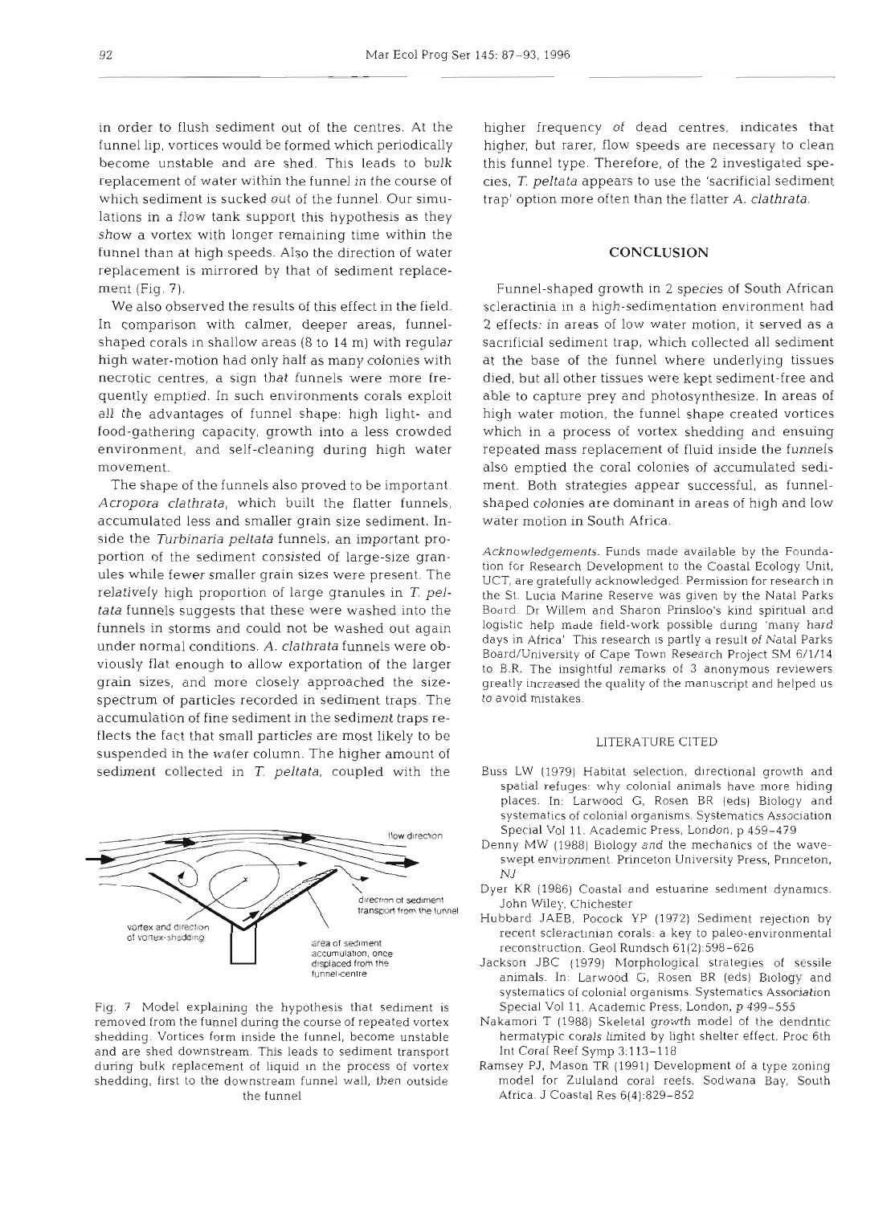in order to flush sediment out of the centres. At the funnel lip, vortices would be formed which periodically become unstable and are shed. This leads to bulk replacement of water within the funnel in the course of which sediment is sucked out of the funnel. Our simulations in a flow tank support this hypothesis as they show a vortex with longer remaining time within the funnel than at high speeds. Also the direction of water replacement is mirrored by that of sediment replacement (Fig. 7).

We also observed the results of this effect in the field. In comparison with calmer, deeper areas, funnel-shaped corals in shallow areas (8 to 14 m) with regular high water-motion had only half as many colonies with necrotic centres, a sign that funnels were more frequently emptied. In such environments corals exploit all the advantages of funnel shape: high light- and food-gathering capacity, growth into a less crowded environment, and self-cleaning during high water movement.

The shape of the funnels also proved to be important. *Acropora clathrata*, which built the flatter funnels, accumulated less and smaller grain size sediment. Inside the *Turbinaria peltata* funnels, an important proportion of the sediment consisted of large-size granules while fewer smaller grain sizes were present. The relatively high proportion of large granules in *T. peltata* funnels suggests that these were washed into the funnels in storms and could not be washed out again under normal conditions. *A. clathrata* funnels were obviously flat enough to allow exportation of the larger grain sizes, and more closely approached the size-spectrum of particles recorded in sediment traps. The accumulation of fine sediment in the sediment traps reflects the fact that small particles are most likely to be suspended in the water column. The higher amount of sediment collected in *T. peltata*, coupled with the higher frequency of dead centres, indicates that higher, but rarer, flow speeds are necessary to clean this funnel type. Therefore, of the 2 investigated species, *T. peltata* appears to use the 'sacrificial sediment trap' option more often than the flatter *A. clathrata*.

flow direction

vortex and direction of vortex-shedding

direction of sediment transport from the funnel

area of sediment accumulation, once displaced from the funnel-centre

Fig. 7. Model explaining the hypothesis that sediment is removed from the funnel during the course of repeated vortex shedding. Vortices form inside the funnel, become unstable and are shed downstream. This leads to sediment transport during bulk replacement of liquid in the process of vortex shedding, first to the downstream funnel wall, then outside the funnel

## CONCLUSION

Funnel-shaped growth in 2 species of South African scleractinia in a high-sedimentation environment had 2 effects: in areas of low water motion, it served as a sacrificial sediment trap, which collected all sediment at the base of the funnel where underlying tissues died, but all other tissues were kept sediment-free and able to capture prey and photosynthesize. In areas of high water motion, the funnel shape created vortices which in a process of vortex shedding and ensuing repeated mass replacement of fluid inside the funnels also emptied the coral colonies of accumulated sediment. Both strategies appear successful, as funnel-shaped colonies are dominant in areas of high and low water motion in South Africa.

*Acknowledgements.* Funds made available by the Foundation for Research Development to the Coastal Ecology Unit, UCT, are gratefully acknowledged. Permission for research in the St. Lucia Marine Reserve was given by the Natal Parks Board. Dr Willem and Sharon Prinsloo's kind spiritual and logistic help made field-work possible during 'many hard days in Africa'. This research is partly a result of Natal Parks Board/University of Cape Town Research Project SM 6/1/14 to B.R. The insightful remarks of 3 anonymous reviewers greatly increased the quality of the manuscript and helped us to avoid mistakes.

## LITERATURE CITED

- Buss LW (1979) Habitat selection, directional growth and spatial refuges: why colonial animals have more hiding places. In: Larwood G, Rosen BR (eds) Biology and systematics of colonial organisms. Systematics Association Special Vol 11. Academic Press, London, p 459–479
- Denny MW (1988) Biology and the mechanics of the wave-swept environment. Princeton University Press, Princeton, NJ
- Dyer KR (1986) Coastal and estuarine sediment dynamics. John Wiley, Chichester
- Hubbard JAEB, Pocock YP (1972) Sediment rejection by recent scleractinian corals: a key to paleo-environmental reconstruction. Geol Rundsch 61(2):598–626
- Jackson JBC (1979) Morphological strategies of sessile animals. In: Larwood G, Rosen BR (eds) Biology and systematics of colonial organisms. Systematics Association Special Vol 11. Academic Press, London, p 499–555
- Nakamori T (1988) Skeletal growth model of the dendritic hermatypic corals limited by light shelter effect. Proc 6th Int Coral Reef Symp 3:113–118
- Ramsey PJ, Mason TR (1991) Development of a type zoning model for Zululand coral reefs, Sodwana Bay, South Africa. J Coastal Res 6(4):829–852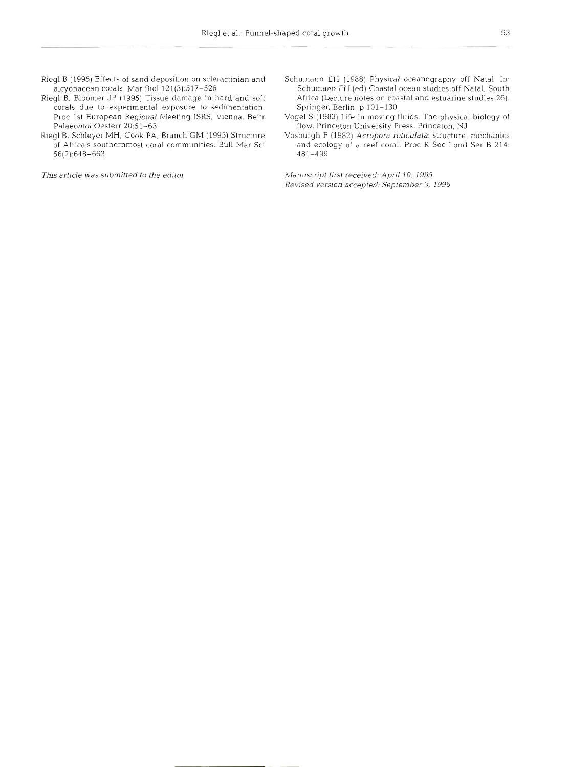Riegl B (1995) Effects of sand deposition on scleractinian and alcyonacean corals. Mar Biol 121(3):517–526

Riegl B, Bloomer JP (1995) Tissue damage in hard and soft corals due to experimental exposure to sedimentation. Proc 1st European Regional Meeting ISRS, Vienna. Beitr Palaeontol Oesterr 20:51–63

Riegl B, Schleyer MH, Cook PA, Branch GM (1995) Structure of Africa's southernmost coral communities. Bull Mar Sci 56(2):648–663

Schumann EH (1988) Physical oceanography off Natal. In: Schumann EH (ed) Coastal ocean studies off Natal, South Africa (Lecture notes on coastal and estuarine studies 26). Springer, Berlin, p 101–130

Vogel S (1983) Life in moving fluids. The physical biology of flow. Princeton University Press, Princeton, NJ

Vosburgh F (1982) *Acropora reticulata*: structure, mechanics and ecology of a reef coral. Proc R Soc Lond Ser B 214: 481–499

*This article was submitted to the editor*

*Manuscript first received: April 10, 1995*
*Revised version accepted: September 3, 1996*